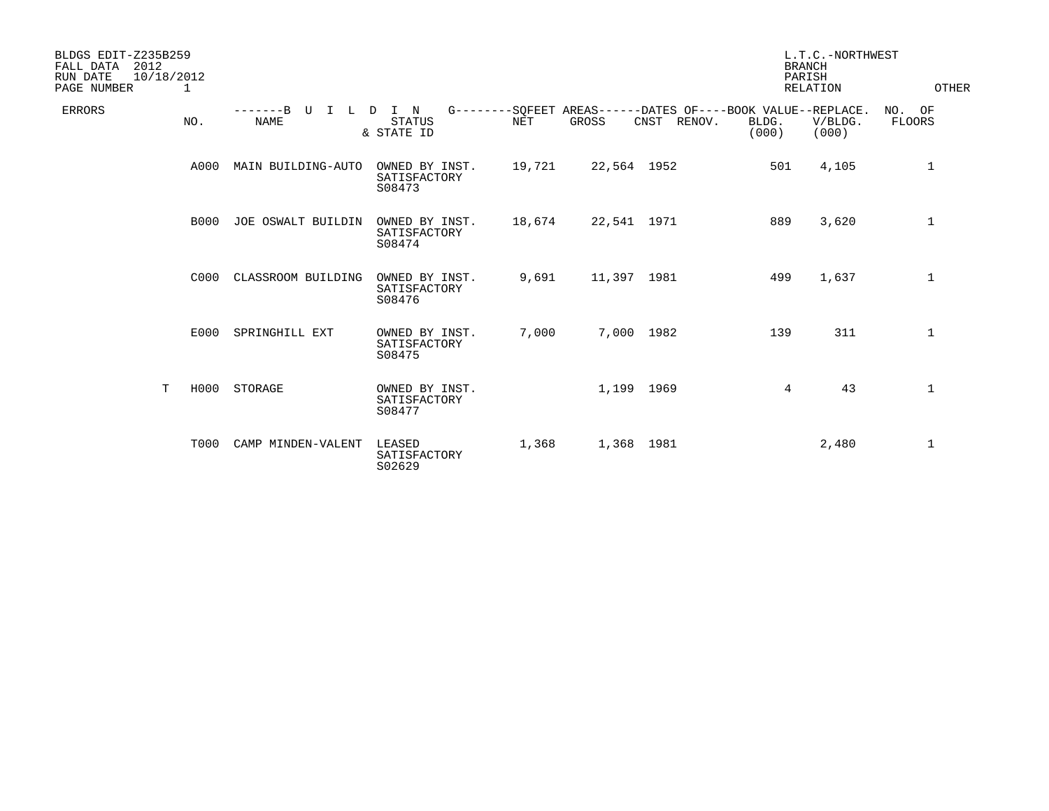BLDGS EDIT-Z235B259
FALL DATA 2012
RUN DATE 10/18/2012
PAGE NUMBER 1

L.T.C.-NORTHWEST
BRANCH
PARISH
RELATION
OTHER

| ERRORS | NO. | BUILDING NAME | STATUS & STATE ID | SQFEET AREAS NET | SQFEET AREAS GROSS | DATES OF CNST | DATES OF RENOV. | BOOK VALUE BLDG. (000) | REPLACE. V/BLDG. (000) | NO. OF FLOORS |
|---|---|---|---|---|---|---|---|---|---|---|
| | A000 | MAIN BUILDING-AUTO | OWNED BY INST. SATISFACTORY S08473 | 19,721 | 22,564 | 1952 | | 501 | 4,105 | 1 |
| | B000 | JOE OSWALT BUILDIN | OWNED BY INST. SATISFACTORY S08474 | 18,674 | 22,541 | 1971 | | 889 | 3,620 | 1 |
| | C000 | CLASSROOM BUILDING | OWNED BY INST. SATISFACTORY S08476 | 9,691 | 11,397 | 1981 | | 499 | 1,637 | 1 |
| | E000 | SPRINGHILL EXT | OWNED BY INST. SATISFACTORY S08475 | 7,000 | 7,000 | 1982 | | 139 | 311 | 1 |
| T | H000 | STORAGE | OWNED BY INST. SATISFACTORY S08477 | | 1,199 | 1969 | | 4 | 43 | 1 |
| | T000 | CAMP MINDEN-VALENT | LEASED SATISFACTORY S02629 | 1,368 | 1,368 | 1981 | | | 2,480 | 1 |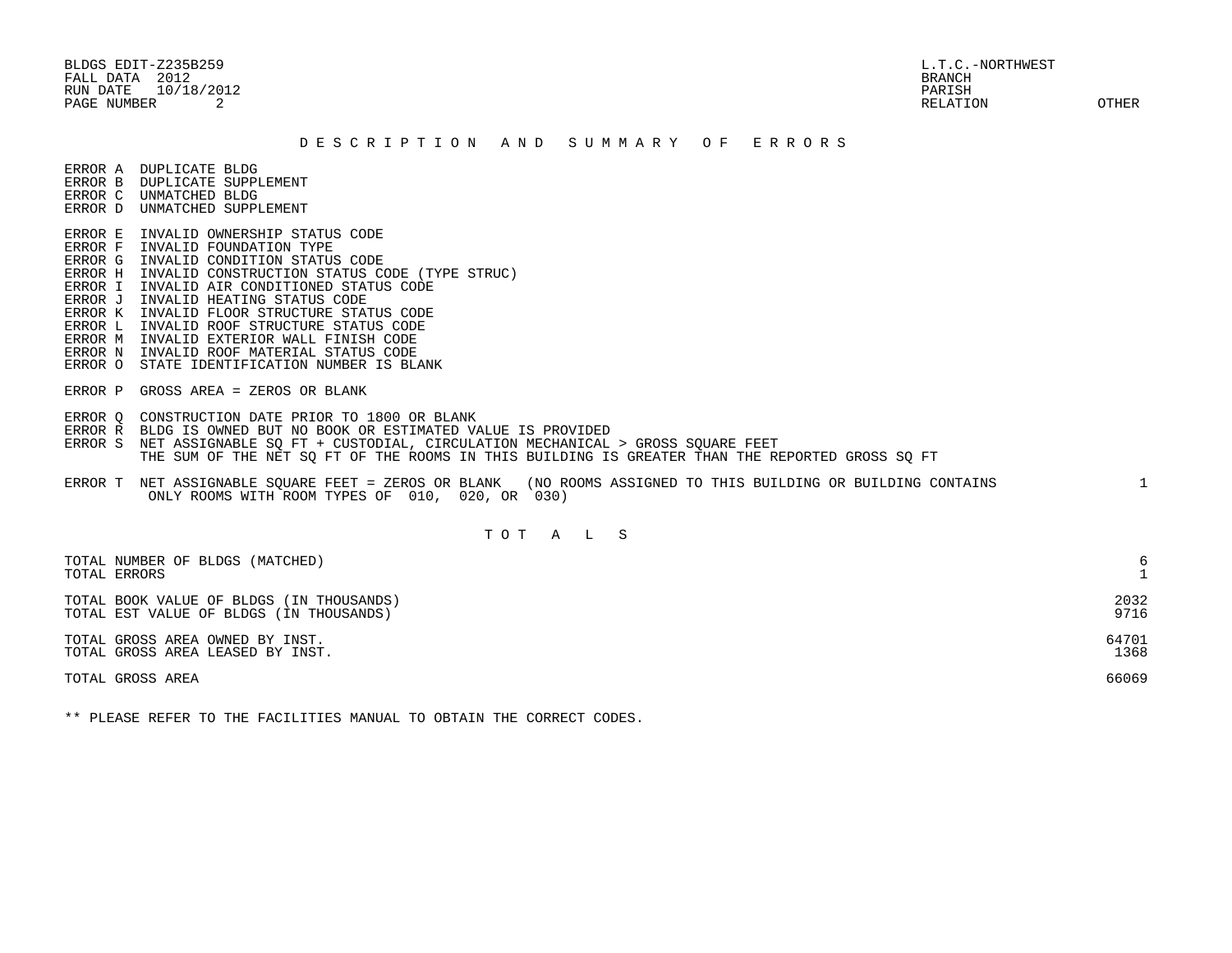BLDGS EDIT-Z235B259
FALL DATA 2012
RUN DATE 10/18/2012
PAGE NUMBER 2

L.T.C.-NORTHWEST
BRANCH
PARISH
RELATION OTHER

## D E S C R I P T I O N  A N D  S U M M A R Y  O F  E R R O R S

ERROR A DUPLICATE BLDG
ERROR B DUPLICATE SUPPLEMENT
ERROR C UNMATCHED BLDG
ERROR D UNMATCHED SUPPLEMENT

ERROR E INVALID OWNERSHIP STATUS CODE
ERROR F INVALID FOUNDATION TYPE
ERROR G INVALID CONDITION STATUS CODE
ERROR H INVALID CONSTRUCTION STATUS CODE (TYPE STRUC)
ERROR I INVALID AIR CONDITIONED STATUS CODE
ERROR J INVALID HEATING STATUS CODE
ERROR K INVALID FLOOR STRUCTURE STATUS CODE
ERROR L INVALID ROOF STRUCTURE STATUS CODE
ERROR M INVALID EXTERIOR WALL FINISH CODE
ERROR N INVALID ROOF MATERIAL STATUS CODE
ERROR O STATE IDENTIFICATION NUMBER IS BLANK

ERROR P GROSS AREA = ZEROS OR BLANK

ERROR Q CONSTRUCTION DATE PRIOR TO 1800 OR BLANK
ERROR R BLDG IS OWNED BUT NO BOOK OR ESTIMATED VALUE IS PROVIDED
ERROR S NET ASSIGNABLE SQ FT + CUSTODIAL, CIRCULATION MECHANICAL > GROSS SQUARE FEET
THE SUM OF THE NET SQ FT OF THE ROOMS IN THIS BUILDING IS GREATER THAN THE REPORTED GROSS SQ FT

ERROR T NET ASSIGNABLE SQUARE FEET = ZEROS OR BLANK (NO ROOMS ASSIGNED TO THIS BUILDING OR BUILDING CONTAINS ONLY ROOMS WITH ROOM TYPES OF 010, 020, OR 030) 1

## T O T A L S

| | |
|---|---|
| TOTAL NUMBER OF BLDGS (MATCHED) | 6 |
| TOTAL ERRORS | 1 |
| TOTAL BOOK VALUE OF BLDGS (IN THOUSANDS) | 2032 |
| TOTAL EST VALUE OF BLDGS (IN THOUSANDS) | 9716 |
| TOTAL GROSS AREA OWNED BY INST. | 64701 |
| TOTAL GROSS AREA LEASED BY INST. | 1368 |
| TOTAL GROSS AREA | 66069 |

** PLEASE REFER TO THE FACILITIES MANUAL TO OBTAIN THE CORRECT CODES.